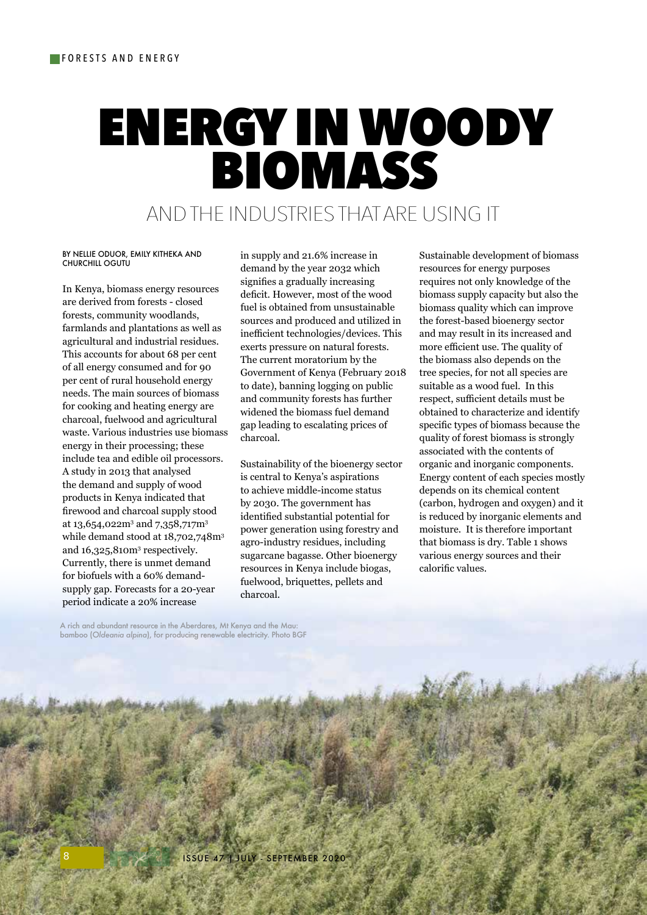# ENERGY IN WOODY BIOMASS

## AND THE INDUSTRIES THAT ARE USING IT

BY NELLIE ODUOR, EMILY KITHEKA AND CHURCHILL OGUTU

In Kenya, biomass energy resources are derived from forests - closed forests, community woodlands, farmlands and plantations as well as agricultural and industrial residues. This accounts for about 68 per cent of all energy consumed and for 90 per cent of rural household energy needs. The main sources of biomass for cooking and heating energy are charcoal, fuelwood and agricultural waste. Various industries use biomass energy in their processing; these include tea and edible oil processors. A study in 2013 that analysed the demand and supply of wood products in Kenya indicated that firewood and charcoal supply stood at 13,654,022m$^3$ and 7,358,717m$^3$ while demand stood at 18,702,748m$^3$ and 16,325,810m$^3$ respectively. Currently, there is unmet demand for biofuels with a 60% demand-supply gap. Forecasts for a 20-year period indicate a 20% increase in supply and 21.6% increase in demand by the year 2032 which signifies a gradually increasing deficit. However, most of the wood fuel is obtained from unsustainable sources and produced and utilized in inefficient technologies/devices. This exerts pressure on natural forests. The current moratorium by the Government of Kenya (February 2018 to date), banning logging on public and community forests has further widened the biomass fuel demand gap leading to escalating prices of charcoal.

Sustainability of the bioenergy sector is central to Kenya's aspirations to achieve middle-income status by 2030. The government has identified substantial potential for power generation using forestry and agro-industry residues, including sugarcane bagasse. Other bioenergy resources in Kenya include biogas, fuelwood, briquettes, pellets and charcoal.

Sustainable development of biomass resources for energy purposes requires not only knowledge of the biomass supply capacity but also the biomass quality which can improve the forest-based bioenergy sector and may result in its increased and more efficient use. The quality of the biomass also depends on the tree species, for not all species are suitable as a wood fuel. In this respect, sufficient details must be obtained to characterize and identify specific types of biomass because the quality of forest biomass is strongly associated with the contents of organic and inorganic components. Energy content of each species mostly depends on its chemical content (carbon, hydrogen and oxygen) and it is reduced by inorganic elements and moisture. It is therefore important that biomass is dry. Table 1 shows various energy sources and their calorific values.

A rich and abundant resource in the Aberdares, Mt Kenya and the Mau: bamboo (*Oldeania alpina*), for producing renewable electricity. Photo BGF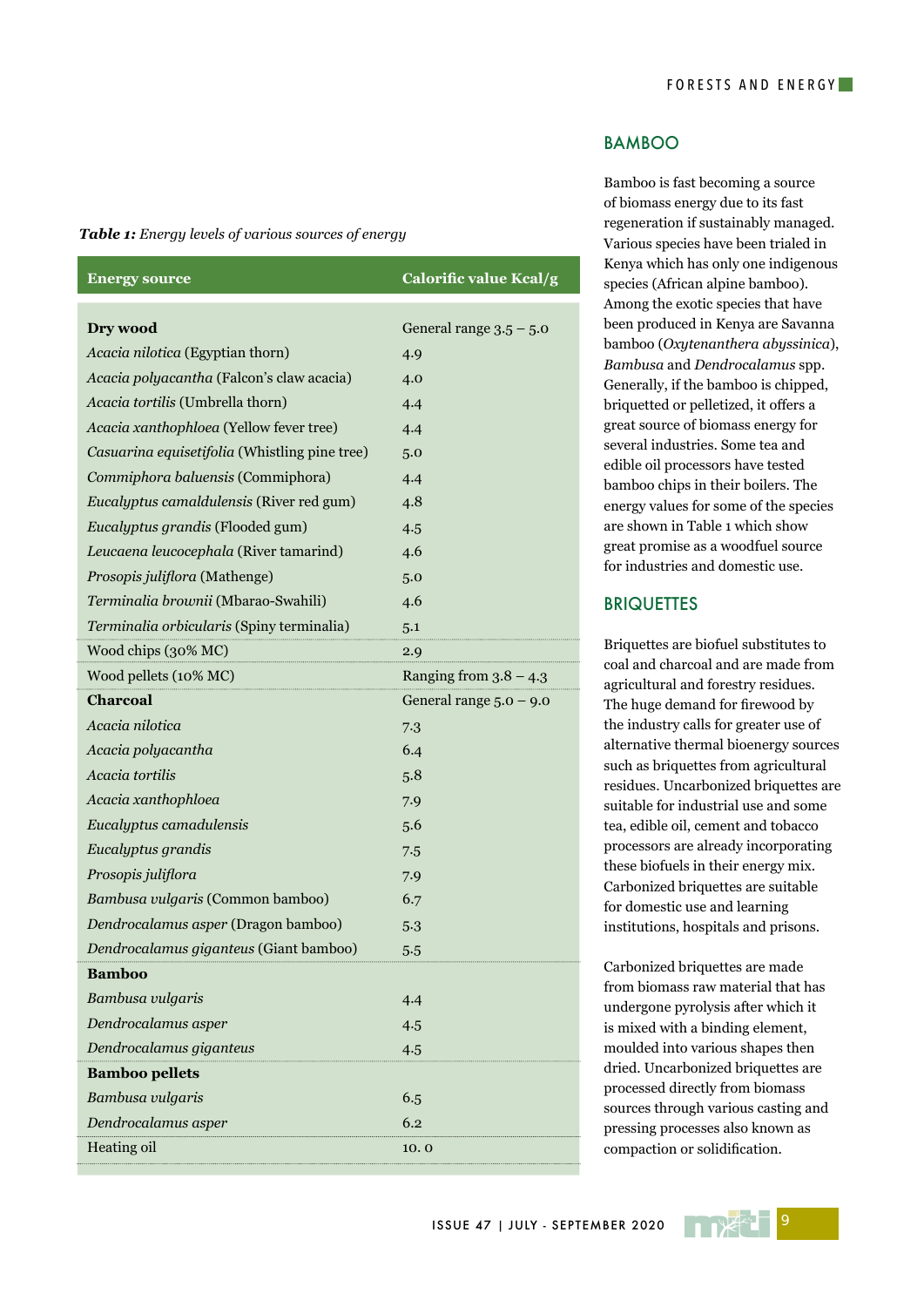***Table 1:*** *Energy levels of various sources of energy*

| Energy source | Calorific value Kcal/g |
|---|---|
| **Dry wood** | General range 3.5 – 5.0 |
| *Acacia nilotica* (Egyptian thorn) | 4.9 |
| *Acacia polyacantha* (Falcon's claw acacia) | 4.0 |
| *Acacia tortilis* (Umbrella thorn) | 4.4 |
| *Acacia xanthophloea* (Yellow fever tree) | 4.4 |
| *Casuarina equisetifolia* (Whistling pine tree) | 5.0 |
| *Commiphora baluensis* (Commiphora) | 4.4 |
| *Eucalyptus camaldulensis* (River red gum) | 4.8 |
| *Eucalyptus grandis* (Flooded gum) | 4.5 |
| *Leucaena leucocephala* (River tamarind) | 4.6 |
| *Prosopis juliflora* (Mathenge) | 5.0 |
| *Terminalia brownii* (Mbarao-Swahili) | 4.6 |
| *Terminalia orbicularis* (Spiny terminalia) | 5.1 |
| Wood chips (30% MC) | 2.9 |
| Wood pellets (10% MC) | Ranging from 3.8 – 4.3 |
| **Charcoal** | General range 5.0 – 9.0 |
| *Acacia nilotica* | 7.3 |
| *Acacia polyacantha* | 6.4 |
| *Acacia tortilis* | 5.8 |
| *Acacia xanthophloea* | 7.9 |
| *Eucalyptus camadulensis* | 5.6 |
| *Eucalyptus grandis* | 7.5 |
| *Prosopis juliflora* | 7.9 |
| *Bambusa vulgaris* (Common bamboo) | 6.7 |
| *Dendrocalamus asper* (Dragon bamboo) | 5.3 |
| *Dendrocalamus giganteus* (Giant bamboo) | 5.5 |
| **Bamboo** | |
| *Bambusa vulgaris* | 4.4 |
| *Dendrocalamus asper* | 4.5 |
| *Dendrocalamus giganteus* | 4.5 |
| **Bamboo pellets** | |
| *Bambusa vulgaris* | 6.5 |
| *Dendrocalamus asper* | 6.2 |
| Heating oil | 10. 0 |

## BAMBOO

Bamboo is fast becoming a source of biomass energy due to its fast regeneration if sustainably managed. Various species have been trialed in Kenya which has only one indigenous species (African alpine bamboo). Among the exotic species that have been produced in Kenya are Savanna bamboo (*Oxytenanthera abyssinica*), *Bambusa* and *Dendrocalamus* spp. Generally, if the bamboo is chipped, briquetted or pelletized, it offers a great source of biomass energy for several industries. Some tea and edible oil processors have tested bamboo chips in their boilers. The energy values for some of the species are shown in Table 1 which show great promise as a woodfuel source for industries and domestic use.

## BRIQUETTES

Briquettes are biofuel substitutes to coal and charcoal and are made from agricultural and forestry residues. The huge demand for firewood by the industry calls for greater use of alternative thermal bioenergy sources such as briquettes from agricultural residues. Uncarbonized briquettes are suitable for industrial use and some tea, edible oil, cement and tobacco processors are already incorporating these biofuels in their energy mix. Carbonized briquettes are suitable for domestic use and learning institutions, hospitals and prisons.

Carbonized briquettes are made from biomass raw material that has undergone pyrolysis after which it is mixed with a binding element, moulded into various shapes then dried. Uncarbonized briquettes are processed directly from biomass sources through various casting and pressing processes also known as compaction or solidification.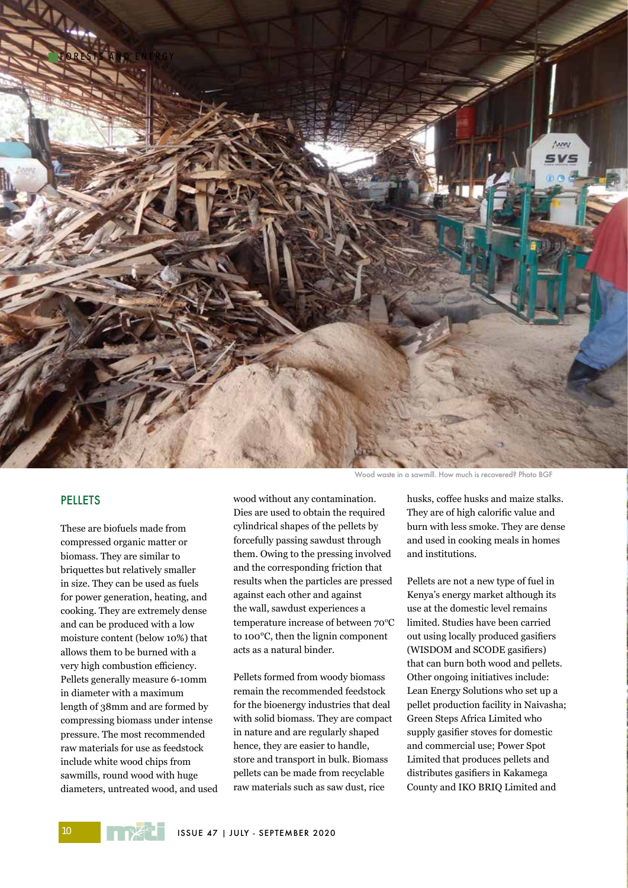Wood waste in a sawmill. How much is recovered? Photo BGF

## PELLETS

These are biofuels made from compressed organic matter or biomass. They are similar to briquettes but relatively smaller in size. They can be used as fuels for power generation, heating, and cooking. They are extremely dense and can be produced with a low moisture content (below 10%) that allows them to be burned with a very high combustion efficiency. Pellets generally measure 6-10mm in diameter with a maximum length of 38mm and are formed by compressing biomass under intense pressure. The most recommended raw materials for use as feedstock include white wood chips from sawmills, round wood with huge diameters, untreated wood, and used wood without any contamination. Dies are used to obtain the required cylindrical shapes of the pellets by forcefully passing sawdust through them. Owing to the pressing involved and the corresponding friction that results when the particles are pressed against each other and against the wall, sawdust experiences a temperature increase of between 70°C to 100°C, then the lignin component acts as a natural binder.

Pellets formed from woody biomass remain the recommended feedstock for the bioenergy industries that deal with solid biomass. They are compact in nature and are regularly shaped hence, they are easier to handle, store and transport in bulk. Biomass pellets can be made from recyclable raw materials such as saw dust, rice husks, coffee husks and maize stalks. They are of high calorific value and burn with less smoke. They are dense and used in cooking meals in homes and institutions.

Pellets are not a new type of fuel in Kenya's energy market although its use at the domestic level remains limited. Studies have been carried out using locally produced gasifiers (WISDOM and SCODE gasifiers) that can burn both wood and pellets. Other ongoing initiatives include: Lean Energy Solutions who set up a pellet production facility in Naivasha; Green Steps Africa Limited who supply gasifier stoves for domestic and commercial use; Power Spot Limited that produces pellets and distributes gasifiers in Kakamega County and IKO BRIQ Limited and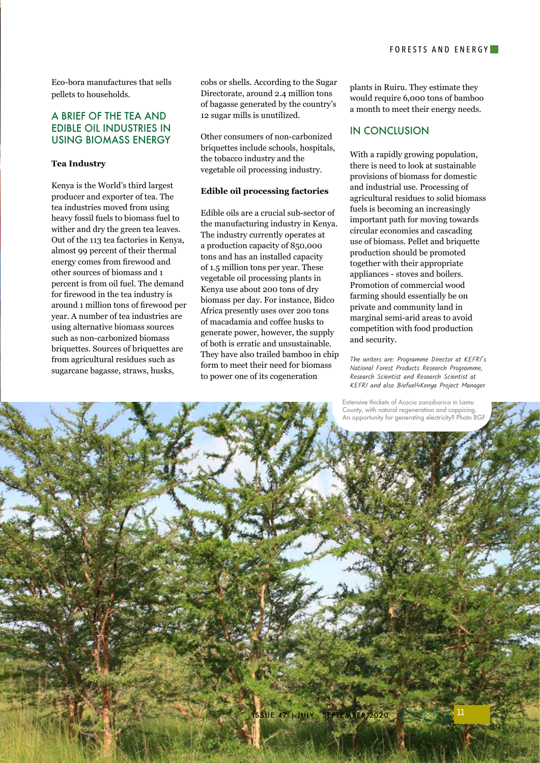Eco-bora manufactures that sells pellets to households.

## A BRIEF OF THE TEA AND EDIBLE OIL INDUSTRIES IN USING BIOMASS ENERGY

**Tea Industry**

Kenya is the World's third largest producer and exporter of tea. The tea industries moved from using heavy fossil fuels to biomass fuel to wither and dry the green tea leaves. Out of the 113 tea factories in Kenya, almost 99 percent of their thermal energy comes from firewood and other sources of biomass and 1 percent is from oil fuel. The demand for firewood in the tea industry is around 1 million tons of firewood per year. A number of tea industries are using alternative biomass sources such as non-carbonized biomass briquettes. Sources of briquettes are from agricultural residues such as sugarcane bagasse, straws, husks, cobs or shells. According to the Sugar Directorate, around 2.4 million tons of bagasse generated by the country's 12 sugar mills is unutilized.

Other consumers of non-carbonized briquettes include schools, hospitals, the tobacco industry and the vegetable oil processing industry.

**Edible oil processing factories**

Edible oils are a crucial sub-sector of the manufacturing industry in Kenya. The industry currently operates at a production capacity of 850,000 tons and has an installed capacity of 1.5 million tons per year. These vegetable oil processing plants in Kenya use about 200 tons of dry biomass per day. For instance, Bidco Africa presently uses over 200 tons of macadamia and coffee husks to generate power, however, the supply of both is erratic and unsustainable. They have also trailed bamboo in chip form to meet their need for biomass to power one of its cogeneration plants in Ruiru. They estimate they would require 6,000 tons of bamboo a month to meet their energy needs.

## IN CONCLUSION

With a rapidly growing population, there is need to look at sustainable provisions of biomass for domestic and industrial use. Processing of agricultural residues to solid biomass fuels is becoming an increasingly important path for moving towards circular economies and cascading use of biomass. Pellet and briquette production should be promoted together with their appropriate appliances - stoves and boilers. Promotion of commercial wood farming should essentially be on private and community land in marginal semi-arid areas to avoid competition with food production and security.

*The writers are: Programme Director at KEFRI's National Forest Products Research Programme, Research Scientist and Research Scientist at KEFRI and also Biofuel4Kenya Project Manager*

Extensive thickets of *Acacia zanzibarica* in Lamu County, with natural regeneration and coppicing. An opportunity for generating electricity? Photo BGF